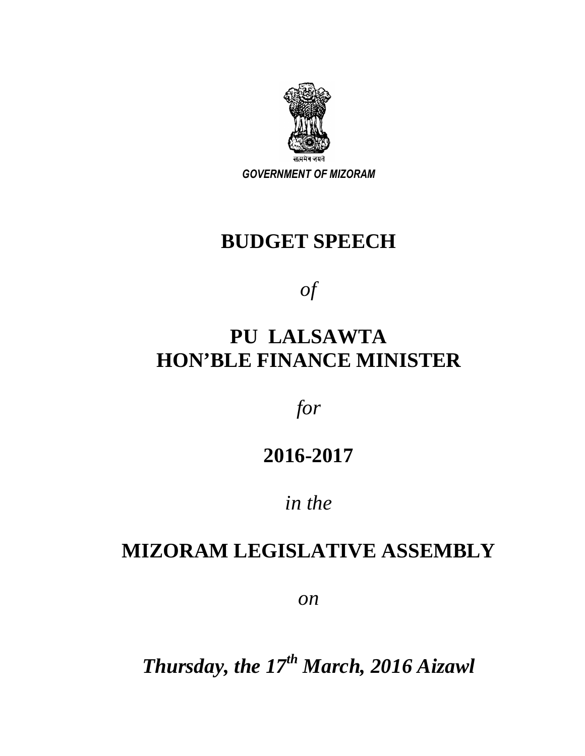सत्यमेव जयते

*GOVERNMENT OF MIZORAM*

# BUDGET SPEECH

*of*

# PU LALSAWTA
# HON'BLE FINANCE MINISTER

*for*

# 2016-2017

*in the*

# MIZORAM LEGISLATIVE ASSEMBLY

*on*

***Thursday, the 17th March, 2016 Aizawl***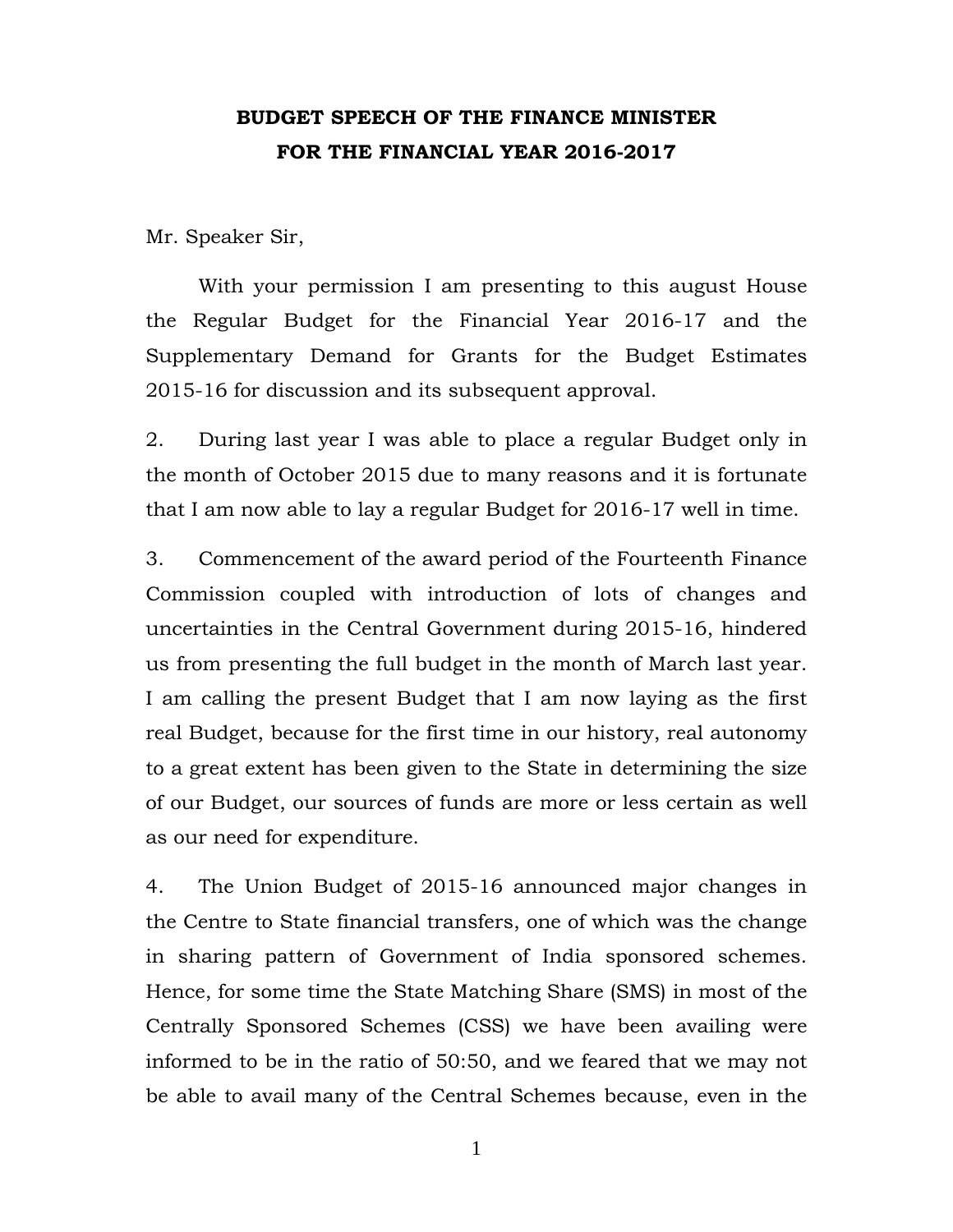# BUDGET SPEECH OF THE FINANCE MINISTER FOR THE FINANCIAL YEAR 2016-2017

Mr. Speaker Sir,

With your permission I am presenting to this august House the Regular Budget for the Financial Year 2016-17 and the Supplementary Demand for Grants for the Budget Estimates 2015-16 for discussion and its subsequent approval.

2. During last year I was able to place a regular Budget only in the month of October 2015 due to many reasons and it is fortunate that I am now able to lay a regular Budget for 2016-17 well in time.

3. Commencement of the award period of the Fourteenth Finance Commission coupled with introduction of lots of changes and uncertainties in the Central Government during 2015-16, hindered us from presenting the full budget in the month of March last year. I am calling the present Budget that I am now laying as the first real Budget, because for the first time in our history, real autonomy to a great extent has been given to the State in determining the size of our Budget, our sources of funds are more or less certain as well as our need for expenditure.

4. The Union Budget of 2015-16 announced major changes in the Centre to State financial transfers, one of which was the change in sharing pattern of Government of India sponsored schemes. Hence, for some time the State Matching Share (SMS) in most of the Centrally Sponsored Schemes (CSS) we have been availing were informed to be in the ratio of 50:50, and we feared that we may not be able to avail many of the Central Schemes because, even in the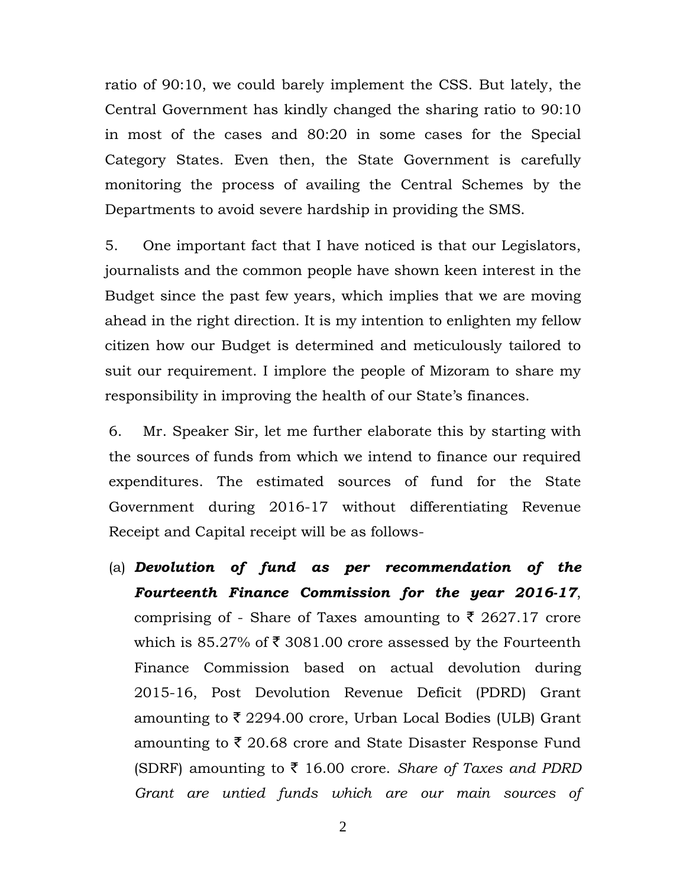ratio of 90:10, we could barely implement the CSS. But lately, the Central Government has kindly changed the sharing ratio to 90:10 in most of the cases and 80:20 in some cases for the Special Category States. Even then, the State Government is carefully monitoring the process of availing the Central Schemes by the Departments to avoid severe hardship in providing the SMS.

5. One important fact that I have noticed is that our Legislators, journalists and the common people have shown keen interest in the Budget since the past few years, which implies that we are moving ahead in the right direction. It is my intention to enlighten my fellow citizen how our Budget is determined and meticulously tailored to suit our requirement. I implore the people of Mizoram to share my responsibility in improving the health of our State's finances.

6. Mr. Speaker Sir, let me further elaborate this by starting with the sources of funds from which we intend to finance our required expenditures. The estimated sources of fund for the State Government during 2016-17 without differentiating Revenue Receipt and Capital receipt will be as follows-

(a) ***Devolution of fund as per recommendation of the Fourteenth Finance Commission for the year 2016-17***, comprising of - Share of Taxes amounting to ₹ 2627.17 crore which is 85.27% of ₹ 3081.00 crore assessed by the Fourteenth Finance Commission based on actual devolution during 2015-16, Post Devolution Revenue Deficit (PDRD) Grant amounting to ₹ 2294.00 crore, Urban Local Bodies (ULB) Grant amounting to ₹ 20.68 crore and State Disaster Response Fund (SDRF) amounting to ₹ 16.00 crore. *Share of Taxes and PDRD Grant are untied funds which are our main sources of*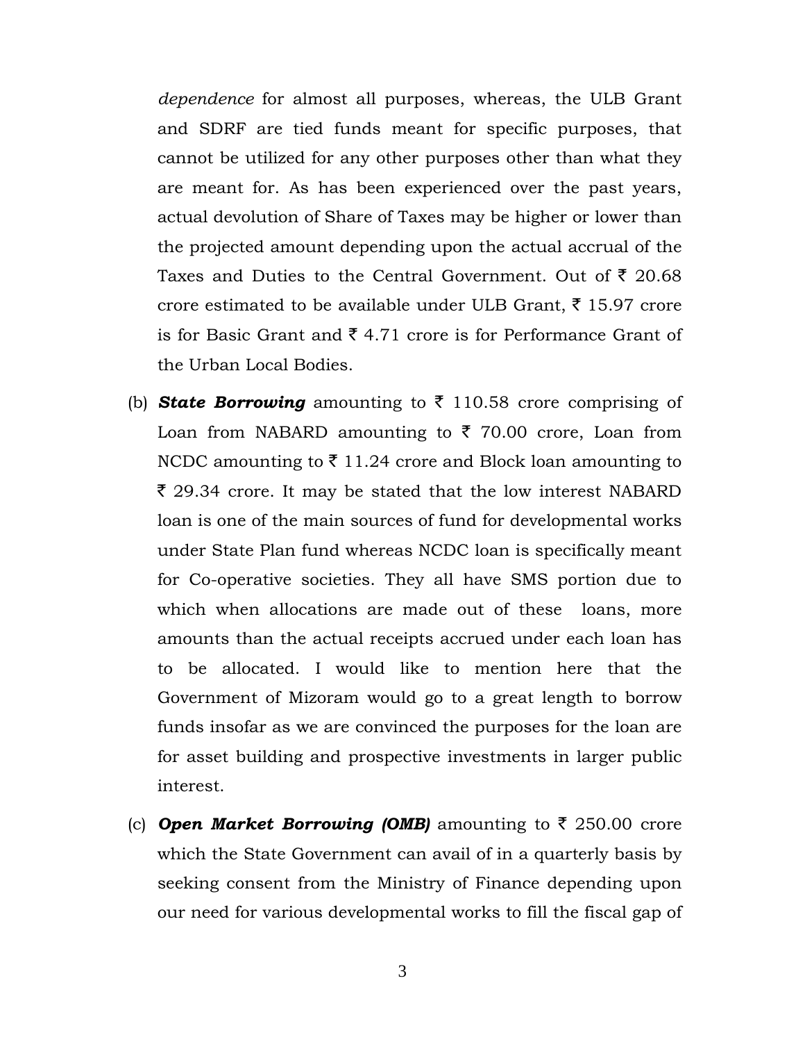*dependence* for almost all purposes, whereas, the ULB Grant and SDRF are tied funds meant for specific purposes, that cannot be utilized for any other purposes other than what they are meant for. As has been experienced over the past years, actual devolution of Share of Taxes may be higher or lower than the projected amount depending upon the actual accrual of the Taxes and Duties to the Central Government. Out of ₹ 20.68 crore estimated to be available under ULB Grant, ₹ 15.97 crore is for Basic Grant and ₹ 4.71 crore is for Performance Grant of the Urban Local Bodies.

(b) ***State Borrowing*** amounting to ₹ 110.58 crore comprising of Loan from NABARD amounting to ₹ 70.00 crore, Loan from NCDC amounting to ₹ 11.24 crore and Block loan amounting to ₹ 29.34 crore. It may be stated that the low interest NABARD loan is one of the main sources of fund for developmental works under State Plan fund whereas NCDC loan is specifically meant for Co-operative societies. They all have SMS portion due to which when allocations are made out of these loans, more amounts than the actual receipts accrued under each loan has to be allocated. I would like to mention here that the Government of Mizoram would go to a great length to borrow funds insofar as we are convinced the purposes for the loan are for asset building and prospective investments in larger public interest.

(c) ***Open Market Borrowing (OMB)*** amounting to ₹ 250.00 crore which the State Government can avail of in a quarterly basis by seeking consent from the Ministry of Finance depending upon our need for various developmental works to fill the fiscal gap of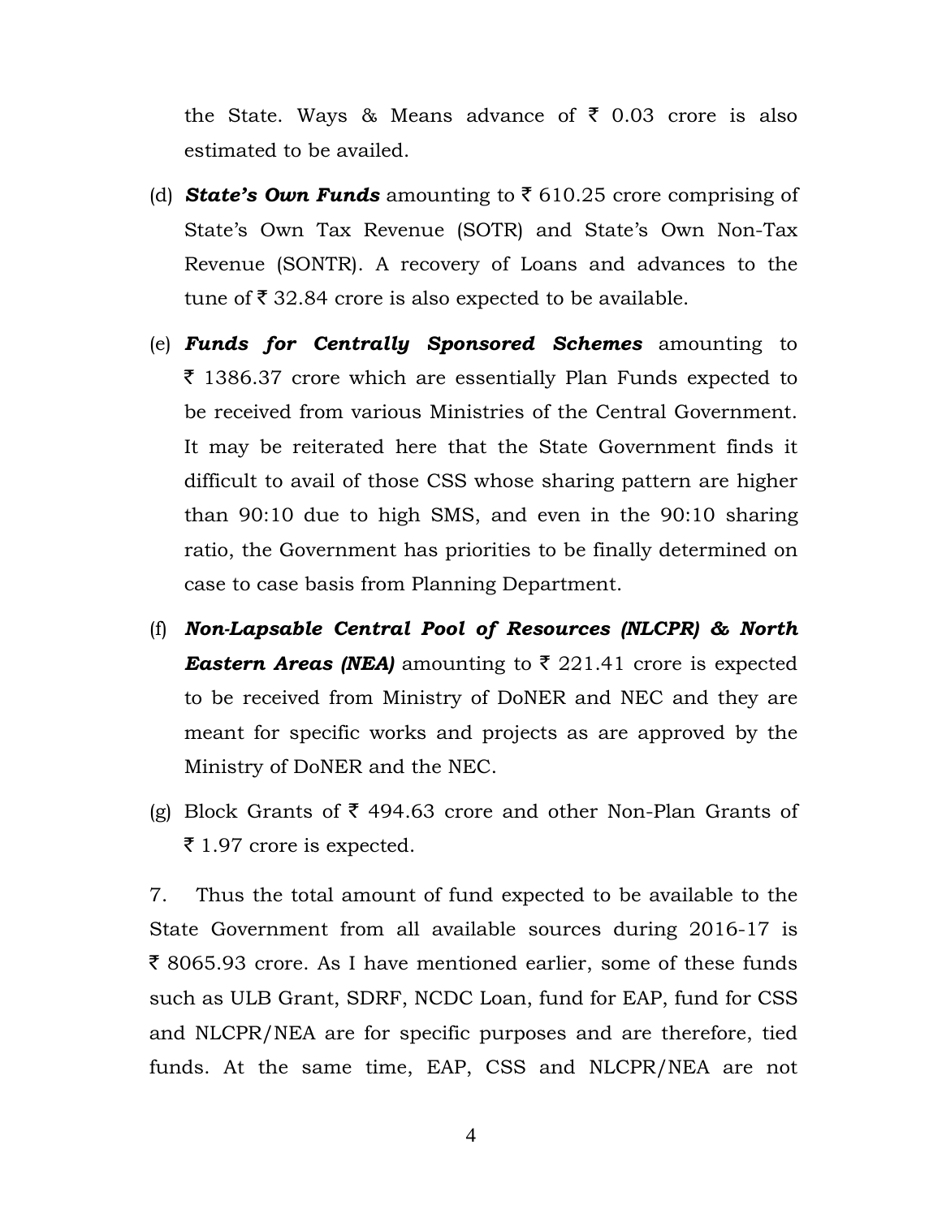the State. Ways & Means advance of ₹ 0.03 crore is also estimated to be availed.

(d) ***State's Own Funds*** amounting to ₹ 610.25 crore comprising of State's Own Tax Revenue (SOTR) and State's Own Non-Tax Revenue (SONTR). A recovery of Loans and advances to the tune of ₹ 32.84 crore is also expected to be available.

(e) ***Funds for Centrally Sponsored Schemes*** amounting to ₹ 1386.37 crore which are essentially Plan Funds expected to be received from various Ministries of the Central Government. It may be reiterated here that the State Government finds it difficult to avail of those CSS whose sharing pattern are higher than 90:10 due to high SMS, and even in the 90:10 sharing ratio, the Government has priorities to be finally determined on case to case basis from Planning Department.

(f) ***Non-Lapsable Central Pool of Resources (NLCPR) & North Eastern Areas (NEA)*** amounting to ₹ 221.41 crore is expected to be received from Ministry of DoNER and NEC and they are meant for specific works and projects as are approved by the Ministry of DoNER and the NEC.

(g) Block Grants of ₹ 494.63 crore and other Non-Plan Grants of ₹ 1.97 crore is expected.

7. Thus the total amount of fund expected to be available to the State Government from all available sources during 2016-17 is ₹ 8065.93 crore. As I have mentioned earlier, some of these funds such as ULB Grant, SDRF, NCDC Loan, fund for EAP, fund for CSS and NLCPR/NEA are for specific purposes and are therefore, tied funds. At the same time, EAP, CSS and NLCPR/NEA are not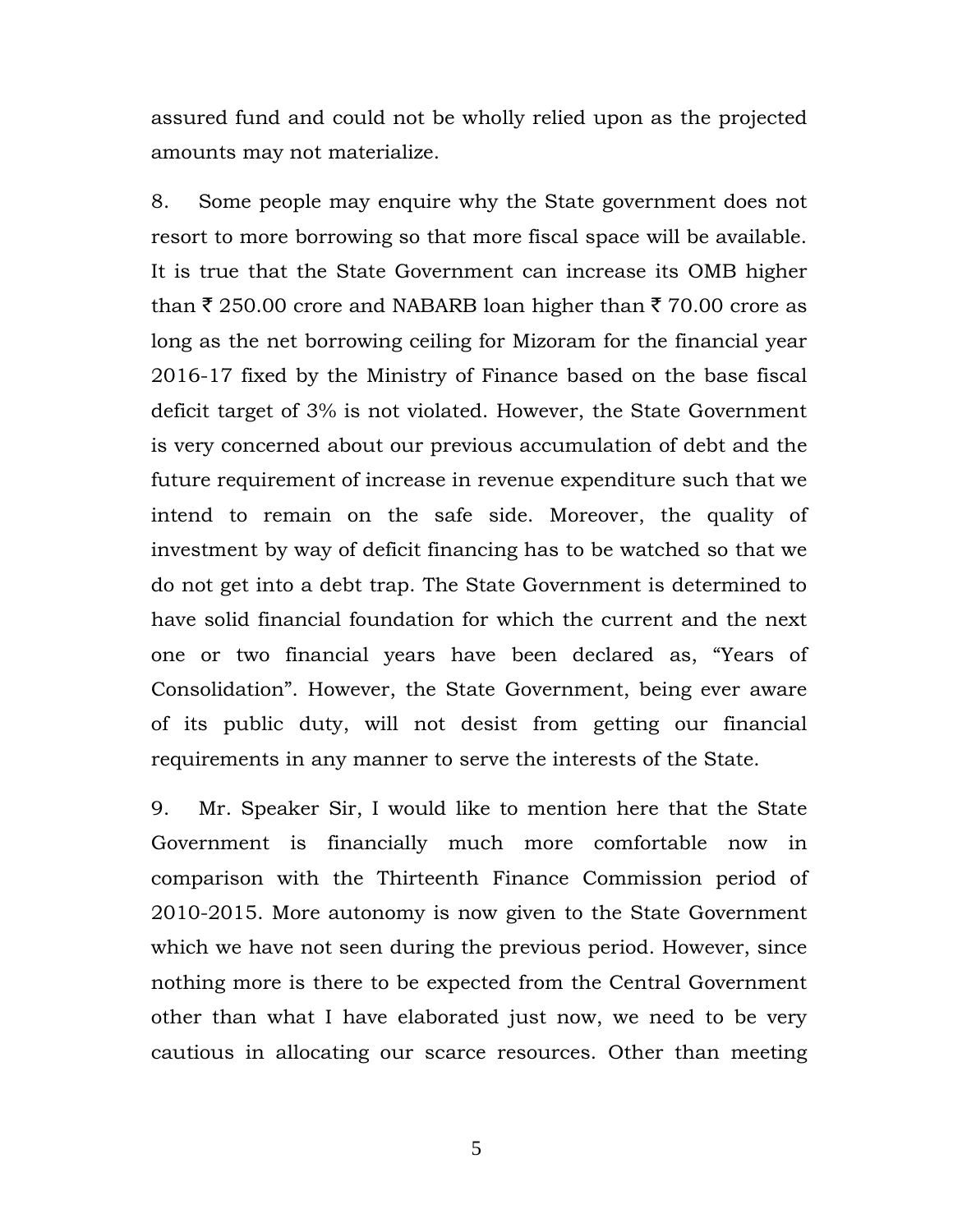assured fund and could not be wholly relied upon as the projected amounts may not materialize.

8. Some people may enquire why the State government does not resort to more borrowing so that more fiscal space will be available. It is true that the State Government can increase its OMB higher than ₹ 250.00 crore and NABARB loan higher than ₹ 70.00 crore as long as the net borrowing ceiling for Mizoram for the financial year 2016-17 fixed by the Ministry of Finance based on the base fiscal deficit target of 3% is not violated. However, the State Government is very concerned about our previous accumulation of debt and the future requirement of increase in revenue expenditure such that we intend to remain on the safe side. Moreover, the quality of investment by way of deficit financing has to be watched so that we do not get into a debt trap. The State Government is determined to have solid financial foundation for which the current and the next one or two financial years have been declared as, "Years of Consolidation". However, the State Government, being ever aware of its public duty, will not desist from getting our financial requirements in any manner to serve the interests of the State.

9. Mr. Speaker Sir, I would like to mention here that the State Government is financially much more comfortable now in comparison with the Thirteenth Finance Commission period of 2010-2015. More autonomy is now given to the State Government which we have not seen during the previous period. However, since nothing more is there to be expected from the Central Government other than what I have elaborated just now, we need to be very cautious in allocating our scarce resources. Other than meeting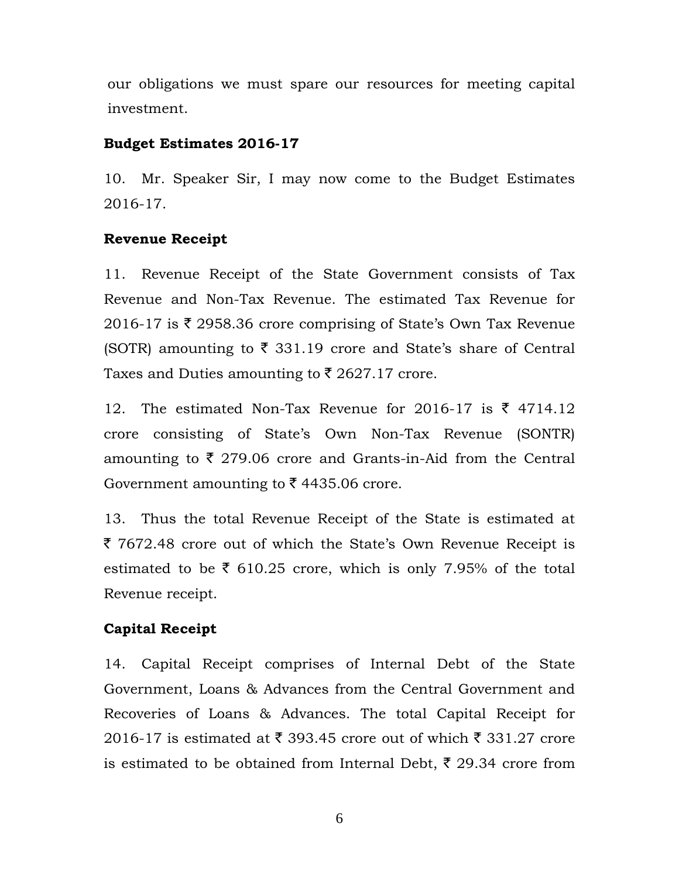our obligations we must spare our resources for meeting capital investment.

**Budget Estimates 2016-17**

10. Mr. Speaker Sir, I may now come to the Budget Estimates 2016-17.

**Revenue Receipt**

11. Revenue Receipt of the State Government consists of Tax Revenue and Non-Tax Revenue. The estimated Tax Revenue for 2016-17 is ₹ 2958.36 crore comprising of State's Own Tax Revenue (SOTR) amounting to ₹ 331.19 crore and State's share of Central Taxes and Duties amounting to ₹ 2627.17 crore.

12. The estimated Non-Tax Revenue for 2016-17 is ₹ 4714.12 crore consisting of State's Own Non-Tax Revenue (SONTR) amounting to ₹ 279.06 crore and Grants-in-Aid from the Central Government amounting to ₹ 4435.06 crore.

13. Thus the total Revenue Receipt of the State is estimated at ₹ 7672.48 crore out of which the State's Own Revenue Receipt is estimated to be ₹ 610.25 crore, which is only 7.95% of the total Revenue receipt.

**Capital Receipt**

14. Capital Receipt comprises of Internal Debt of the State Government, Loans & Advances from the Central Government and Recoveries of Loans & Advances. The total Capital Receipt for 2016-17 is estimated at ₹ 393.45 crore out of which ₹ 331.27 crore is estimated to be obtained from Internal Debt, ₹ 29.34 crore from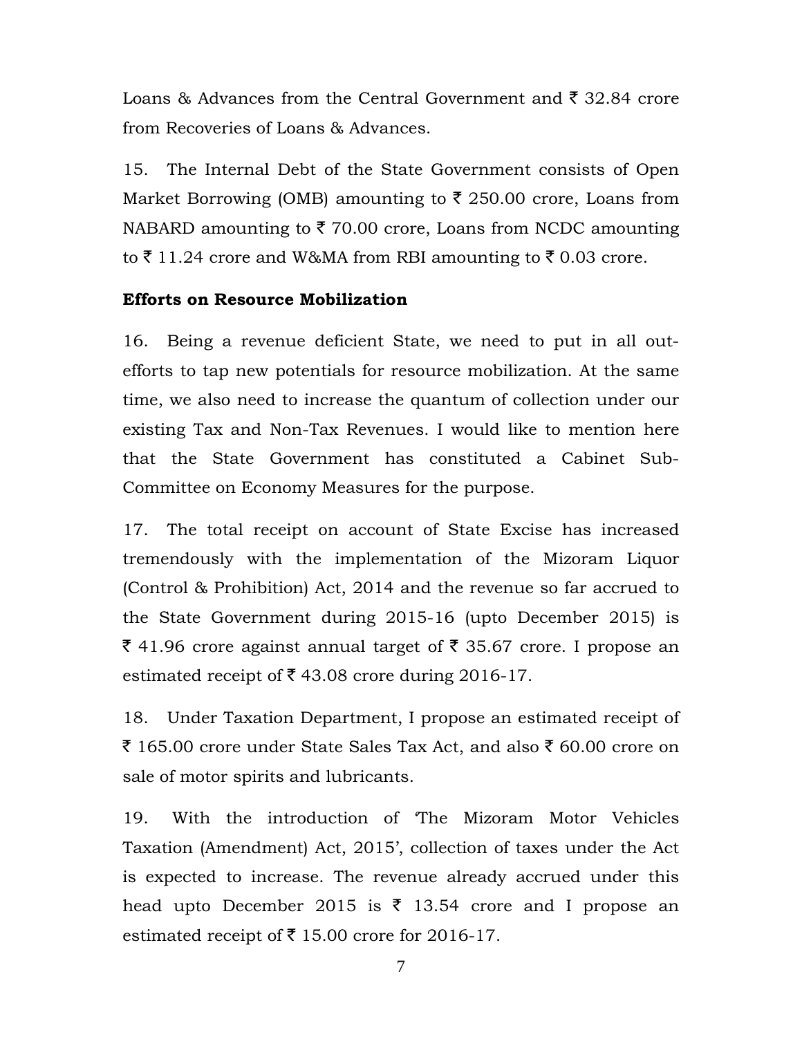Loans & Advances from the Central Government and ₹ 32.84 crore from Recoveries of Loans & Advances.

15. The Internal Debt of the State Government consists of Open Market Borrowing (OMB) amounting to ₹ 250.00 crore, Loans from NABARD amounting to ₹ 70.00 crore, Loans from NCDC amounting to ₹ 11.24 crore and W&MA from RBI amounting to ₹ 0.03 crore.

**Efforts on Resource Mobilization**

16. Being a revenue deficient State, we need to put in all out-efforts to tap new potentials for resource mobilization. At the same time, we also need to increase the quantum of collection under our existing Tax and Non-Tax Revenues. I would like to mention here that the State Government has constituted a Cabinet Sub-Committee on Economy Measures for the purpose.

17. The total receipt on account of State Excise has increased tremendously with the implementation of the Mizoram Liquor (Control & Prohibition) Act, 2014 and the revenue so far accrued to the State Government during 2015-16 (upto December 2015) is ₹ 41.96 crore against annual target of ₹ 35.67 crore. I propose an estimated receipt of ₹ 43.08 crore during 2016-17.

18. Under Taxation Department, I propose an estimated receipt of ₹ 165.00 crore under State Sales Tax Act, and also ₹ 60.00 crore on sale of motor spirits and lubricants.

19. With the introduction of 'The Mizoram Motor Vehicles Taxation (Amendment) Act, 2015', collection of taxes under the Act is expected to increase. The revenue already accrued under this head upto December 2015 is ₹ 13.54 crore and I propose an estimated receipt of ₹ 15.00 crore for 2016-17.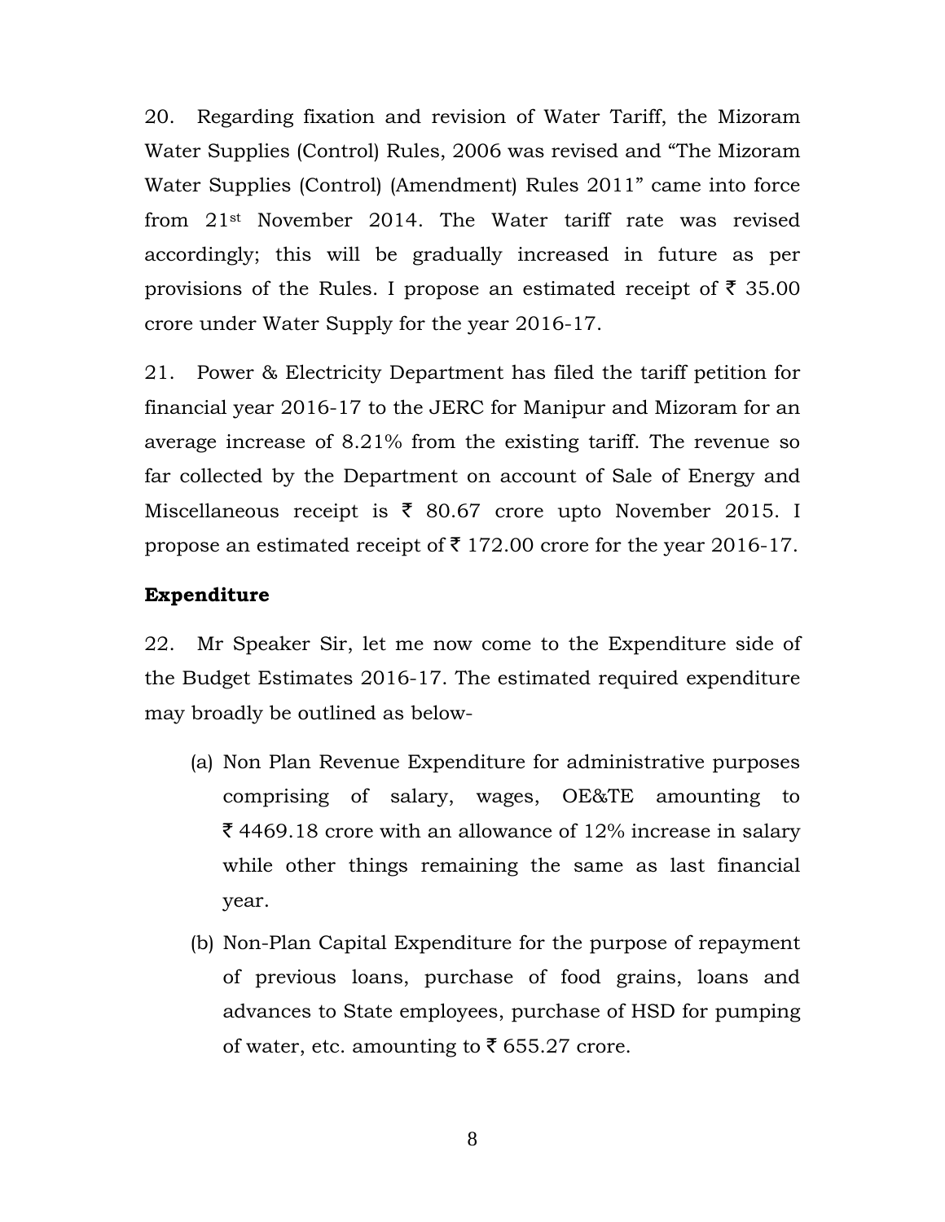20. Regarding fixation and revision of Water Tariff, the Mizoram Water Supplies (Control) Rules, 2006 was revised and "The Mizoram Water Supplies (Control) (Amendment) Rules 2011" came into force from 21st November 2014. The Water tariff rate was revised accordingly; this will be gradually increased in future as per provisions of the Rules. I propose an estimated receipt of ₹ 35.00 crore under Water Supply for the year 2016-17.

21. Power & Electricity Department has filed the tariff petition for financial year 2016-17 to the JERC for Manipur and Mizoram for an average increase of 8.21% from the existing tariff. The revenue so far collected by the Department on account of Sale of Energy and Miscellaneous receipt is ₹ 80.67 crore upto November 2015. I propose an estimated receipt of ₹ 172.00 crore for the year 2016-17.

**Expenditure**

22. Mr Speaker Sir, let me now come to the Expenditure side of the Budget Estimates 2016-17. The estimated required expenditure may broadly be outlined as below-

(a) Non Plan Revenue Expenditure for administrative purposes comprising of salary, wages, OE&TE amounting to ₹ 4469.18 crore with an allowance of 12% increase in salary while other things remaining the same as last financial year.

(b) Non-Plan Capital Expenditure for the purpose of repayment of previous loans, purchase of food grains, loans and advances to State employees, purchase of HSD for pumping of water, etc. amounting to ₹ 655.27 crore.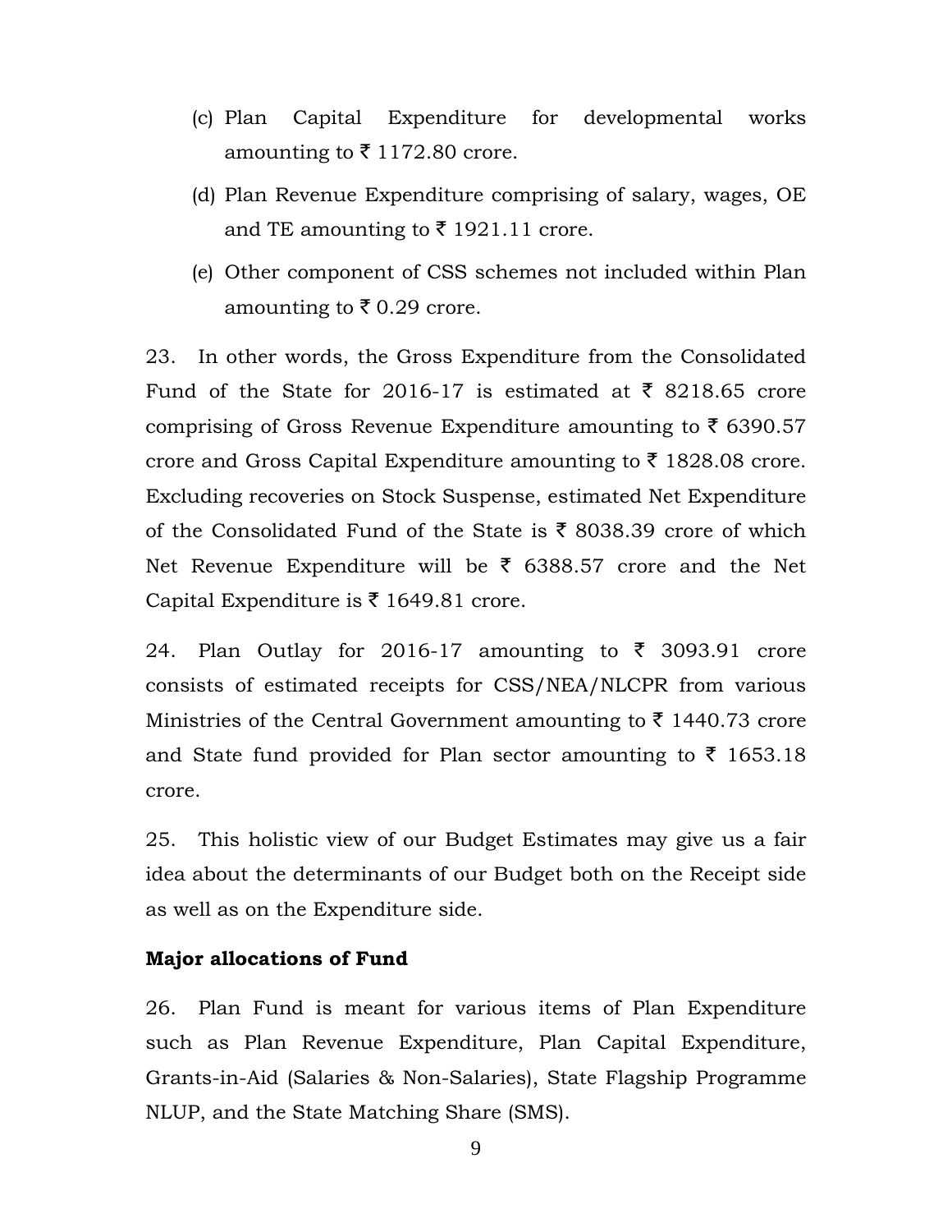(c) Plan Capital Expenditure for developmental works amounting to ₹ 1172.80 crore.

(d) Plan Revenue Expenditure comprising of salary, wages, OE and TE amounting to ₹ 1921.11 crore.

(e) Other component of CSS schemes not included within Plan amounting to ₹ 0.29 crore.

23. In other words, the Gross Expenditure from the Consolidated Fund of the State for 2016-17 is estimated at ₹ 8218.65 crore comprising of Gross Revenue Expenditure amounting to ₹ 6390.57 crore and Gross Capital Expenditure amounting to ₹ 1828.08 crore. Excluding recoveries on Stock Suspense, estimated Net Expenditure of the Consolidated Fund of the State is ₹ 8038.39 crore of which Net Revenue Expenditure will be ₹ 6388.57 crore and the Net Capital Expenditure is ₹ 1649.81 crore.

24. Plan Outlay for 2016-17 amounting to ₹ 3093.91 crore consists of estimated receipts for CSS/NEA/NLCPR from various Ministries of the Central Government amounting to ₹ 1440.73 crore and State fund provided for Plan sector amounting to ₹ 1653.18 crore.

25. This holistic view of our Budget Estimates may give us a fair idea about the determinants of our Budget both on the Receipt side as well as on the Expenditure side.

**Major allocations of Fund**

26. Plan Fund is meant for various items of Plan Expenditure such as Plan Revenue Expenditure, Plan Capital Expenditure, Grants-in-Aid (Salaries & Non-Salaries), State Flagship Programme NLUP, and the State Matching Share (SMS).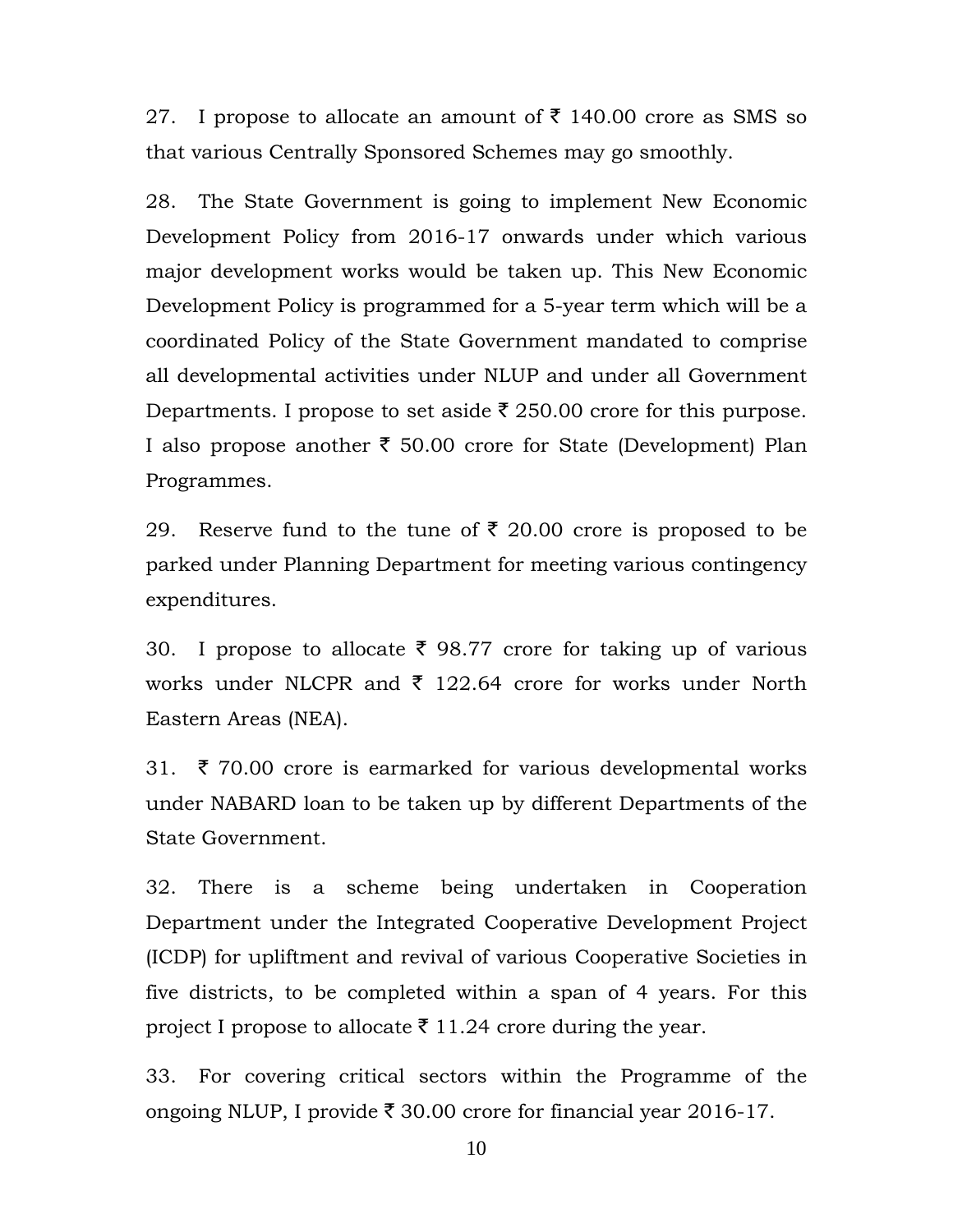27. I propose to allocate an amount of ₹ 140.00 crore as SMS so that various Centrally Sponsored Schemes may go smoothly.

28. The State Government is going to implement New Economic Development Policy from 2016-17 onwards under which various major development works would be taken up. This New Economic Development Policy is programmed for a 5-year term which will be a coordinated Policy of the State Government mandated to comprise all developmental activities under NLUP and under all Government Departments. I propose to set aside ₹ 250.00 crore for this purpose. I also propose another ₹ 50.00 crore for State (Development) Plan Programmes.

29. Reserve fund to the tune of ₹ 20.00 crore is proposed to be parked under Planning Department for meeting various contingency expenditures.

30. I propose to allocate ₹ 98.77 crore for taking up of various works under NLCPR and ₹ 122.64 crore for works under North Eastern Areas (NEA).

31. ₹ 70.00 crore is earmarked for various developmental works under NABARD loan to be taken up by different Departments of the State Government.

32. There is a scheme being undertaken in Cooperation Department under the Integrated Cooperative Development Project (ICDP) for upliftment and revival of various Cooperative Societies in five districts, to be completed within a span of 4 years. For this project I propose to allocate ₹ 11.24 crore during the year.

33. For covering critical sectors within the Programme of the ongoing NLUP, I provide ₹ 30.00 crore for financial year 2016-17.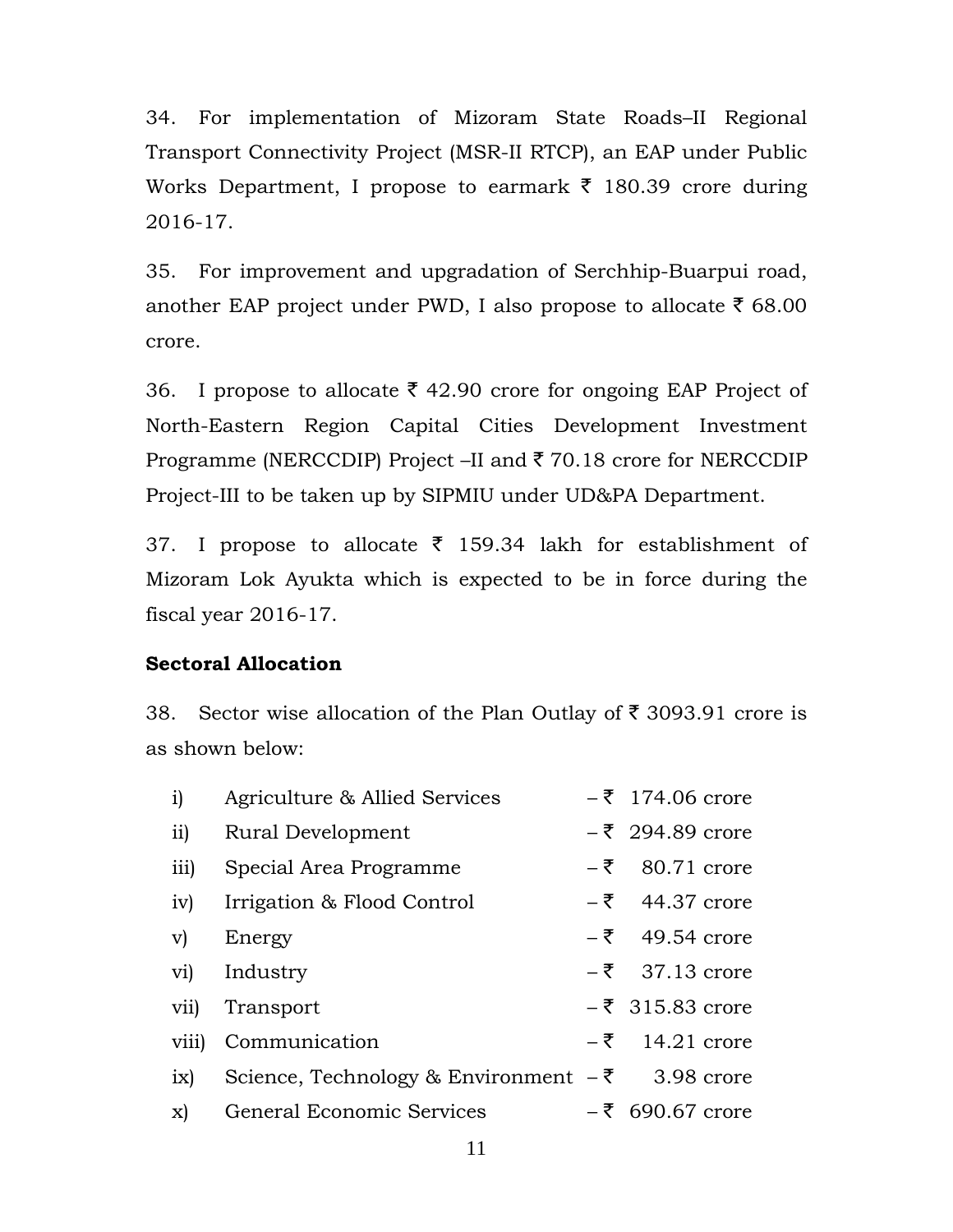34. For implementation of Mizoram State Roads–II Regional Transport Connectivity Project (MSR-II RTCP), an EAP under Public Works Department, I propose to earmark ₹ 180.39 crore during 2016-17.

35. For improvement and upgradation of Serchhip-Buarpui road, another EAP project under PWD, I also propose to allocate ₹ 68.00 crore.

36. I propose to allocate ₹ 42.90 crore for ongoing EAP Project of North-Eastern Region Capital Cities Development Investment Programme (NERCCDIP) Project –II and ₹ 70.18 crore for NERCCDIP Project-III to be taken up by SIPMIU under UD&PA Department.

37. I propose to allocate ₹ 159.34 lakh for establishment of Mizoram Lok Ayukta which is expected to be in force during the fiscal year 2016-17.

**Sectoral Allocation**

38. Sector wise allocation of the Plan Outlay of ₹ 3093.91 crore is as shown below:

| | | |
|---|---|---|
| i) | Agriculture & Allied Services | – ₹ 174.06 crore |
| ii) | Rural Development | – ₹ 294.89 crore |
| iii) | Special Area Programme | – ₹ 80.71 crore |
| iv) | Irrigation & Flood Control | – ₹ 44.37 crore |
| v) | Energy | – ₹ 49.54 crore |
| vi) | Industry | – ₹ 37.13 crore |
| vii) | Transport | – ₹ 315.83 crore |
| viii) | Communication | – ₹ 14.21 crore |
| ix) | Science, Technology & Environment | – ₹ 3.98 crore |
| x) | General Economic Services | – ₹ 690.67 crore |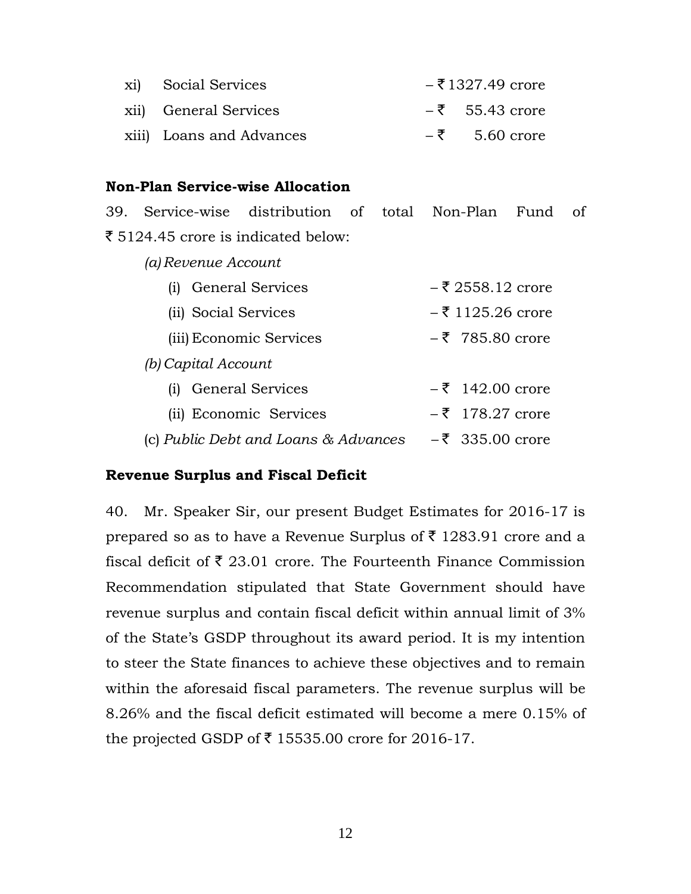xi) Social Services – ₹ 1327.49 crore

xii) General Services – ₹ 55.43 crore

xiii) Loans and Advances – ₹ 5.60 crore

**Non-Plan Service-wise Allocation**

39. Service-wise distribution of total Non-Plan Fund of ₹ 5124.45 crore is indicated below:

*(a) Revenue Account*

(i) General Services – ₹ 2558.12 crore

(ii) Social Services – ₹ 1125.26 crore

(iii) Economic Services – ₹ 785.80 crore

*(b) Capital Account*

(i) General Services – ₹ 142.00 crore

(ii) Economic Services – ₹ 178.27 crore

(c) *Public Debt and Loans & Advances* – ₹ 335.00 crore

**Revenue Surplus and Fiscal Deficit**

40. Mr. Speaker Sir, our present Budget Estimates for 2016-17 is prepared so as to have a Revenue Surplus of ₹ 1283.91 crore and a fiscal deficit of ₹ 23.01 crore. The Fourteenth Finance Commission Recommendation stipulated that State Government should have revenue surplus and contain fiscal deficit within annual limit of 3% of the State's GSDP throughout its award period. It is my intention to steer the State finances to achieve these objectives and to remain within the aforesaid fiscal parameters. The revenue surplus will be 8.26% and the fiscal deficit estimated will become a mere 0.15% of the projected GSDP of ₹ 15535.00 crore for 2016-17.